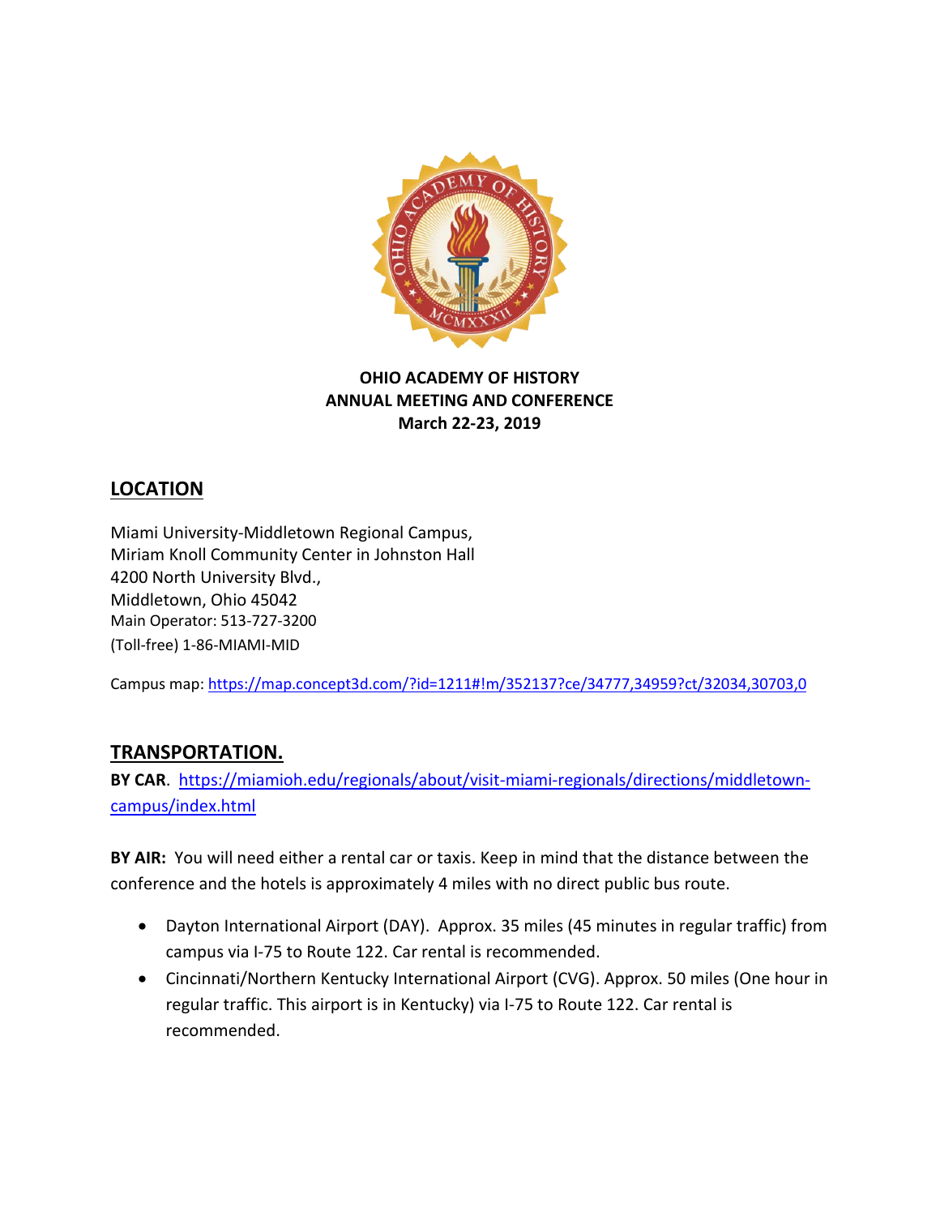**OHIO ACADEMY OF HISTORY**
**ANNUAL MEETING AND CONFERENCE**
**March 22-23, 2019**

## LOCATION

Miami University-Middletown Regional Campus,
Miriam Knoll Community Center in Johnston Hall
4200 North University Blvd.,
Middletown, Ohio 45042
Main Operator: 513-727-3200
(Toll-free) 1-86-MIAMI-MID

Campus map: https://map.concept3d.com/?id=1211#!m/352137?ce/34777,34959?ct/32034,30703,0

## TRANSPORTATION.

**BY CAR**. https://miamioh.edu/regionals/about/visit-miami-regionals/directions/middletown-campus/index.html

**BY AIR:** You will need either a rental car or taxis. Keep in mind that the distance between the conference and the hotels is approximately 4 miles with no direct public bus route.

- Dayton International Airport (DAY). Approx. 35 miles (45 minutes in regular traffic) from campus via I-75 to Route 122. Car rental is recommended.
- Cincinnati/Northern Kentucky International Airport (CVG). Approx. 50 miles (One hour in regular traffic. This airport is in Kentucky) via I-75 to Route 122. Car rental is recommended.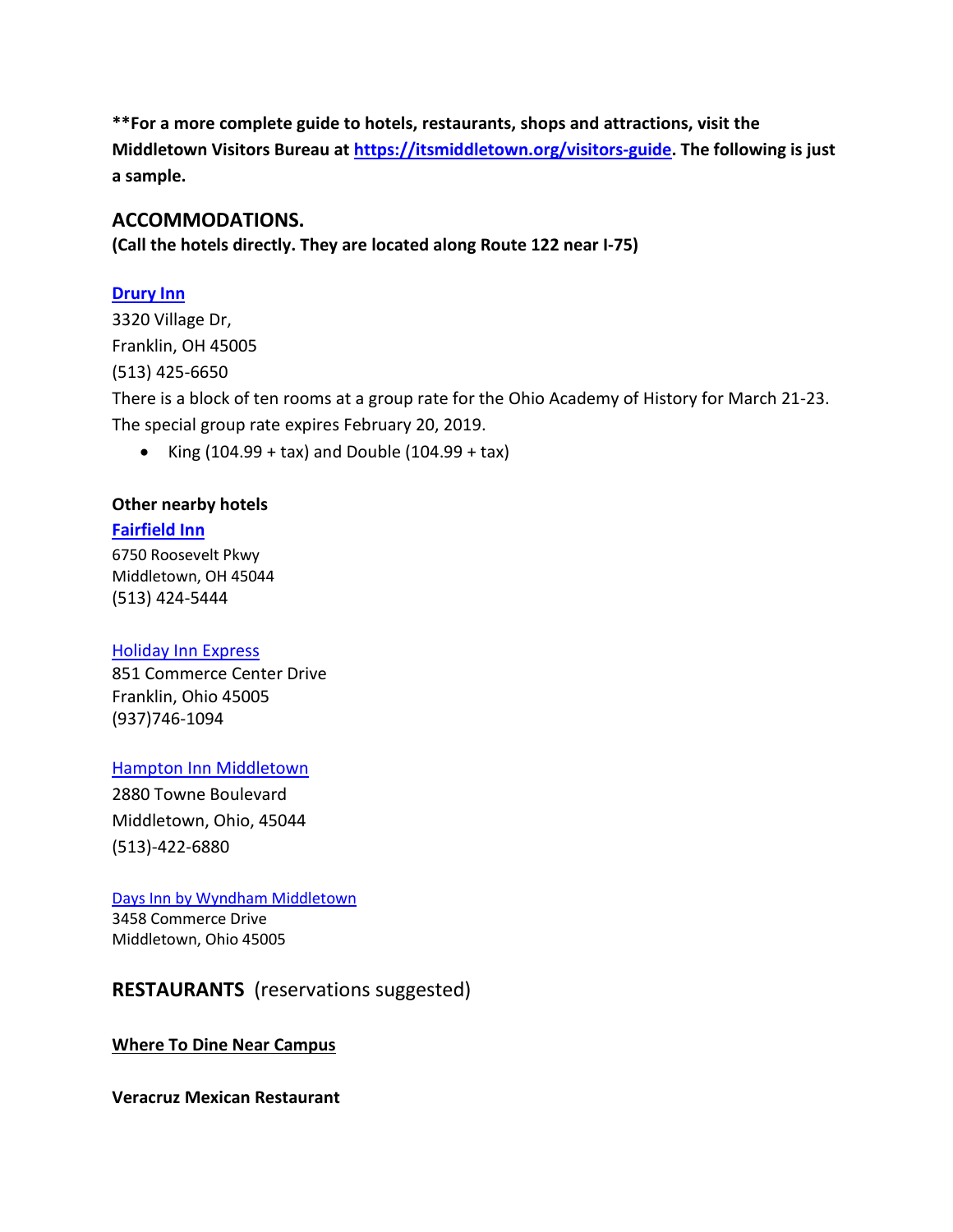**\*\*For a more complete guide to hotels, restaurants, shops and attractions, visit the Middletown Visitors Bureau at [https://itsmiddletown.org/visitors-guide](https://itsmiddletown.org/visitors-guide). The following is just a sample.**

## ACCOMMODATIONS.

**(Call the hotels directly. They are located along Route 122 near I-75)**

**[Drury Inn](#)**
3320 Village Dr,
Franklin, OH 45005
(513) 425-6650
There is a block of ten rooms at a group rate for the Ohio Academy of History for March 21-23. The special group rate expires February 20, 2019.

- King (104.99 + tax) and Double (104.99 + tax)

**Other nearby hotels**

**[Fairfield Inn](#)**
6750 Roosevelt Pkwy
Middletown, OH 45044
(513) 424-5444

[Holiday Inn Express](#)
851 Commerce Center Drive
Franklin, Ohio 45005
(937)746-1094

[Hampton Inn Middletown](#)
2880 Towne Boulevard
Middletown, Ohio, 45044
(513)-422-6880

[Days Inn by Wyndham Middletown](#)
3458 Commerce Drive
Middletown, Ohio 45005

## RESTAURANTS (reservations suggested)

**<u>Where To Dine Near Campus</u>**

**Veracruz Mexican Restaurant**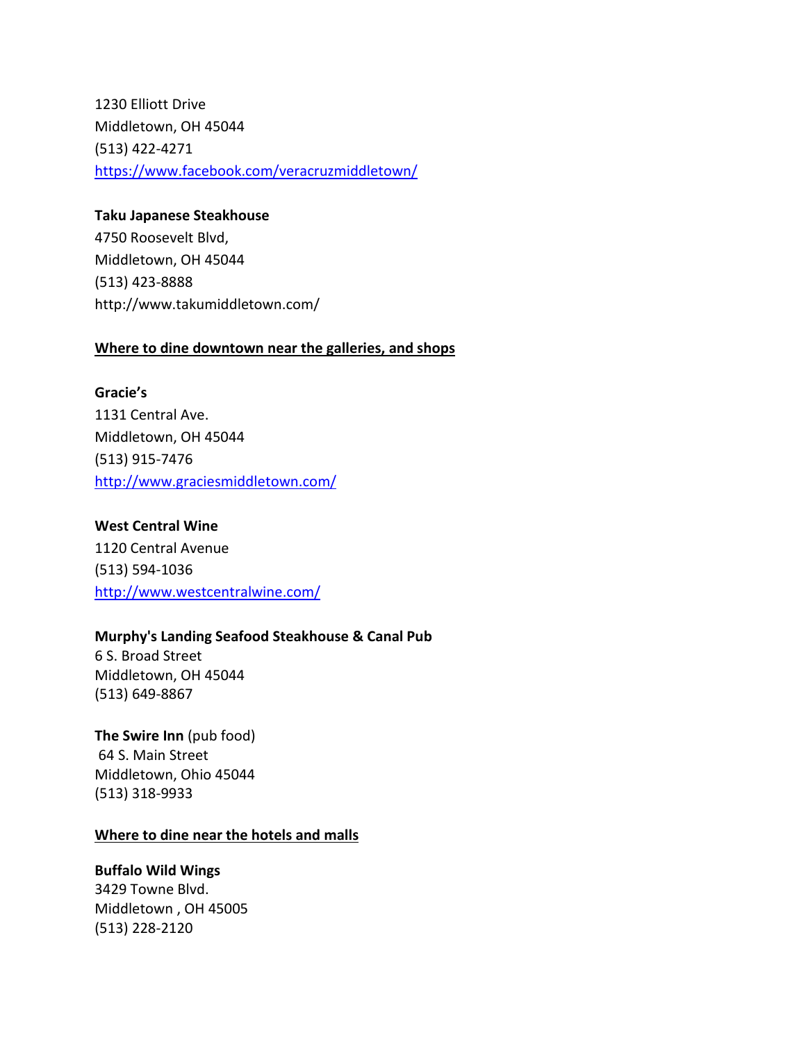1230 Elliott Drive
Middletown, OH 45044
(513) 422-4271
https://www.facebook.com/veracruzmiddletown/

**Taku Japanese Steakhouse**
4750 Roosevelt Blvd,
Middletown, OH 45044
(513) 423-8888
http://www.takumiddletown.com/

## Where to dine downtown near the galleries, and shops

**Gracie's**
1131 Central Ave.
Middletown, OH 45044
(513) 915-7476
http://www.graciesmiddletown.com/

**West Central Wine**
1120 Central Avenue
(513) 594-1036
http://www.westcentralwine.com/

**Murphy's Landing Seafood Steakhouse & Canal Pub**
6 S. Broad Street
Middletown, OH 45044
(513) 649-8867

**The Swire Inn** (pub food)
64 S. Main Street
Middletown, Ohio 45044
(513) 318-9933

## Where to dine near the hotels and malls

**Buffalo Wild Wings**
3429 Towne Blvd.
Middletown , OH 45005
(513) 228-2120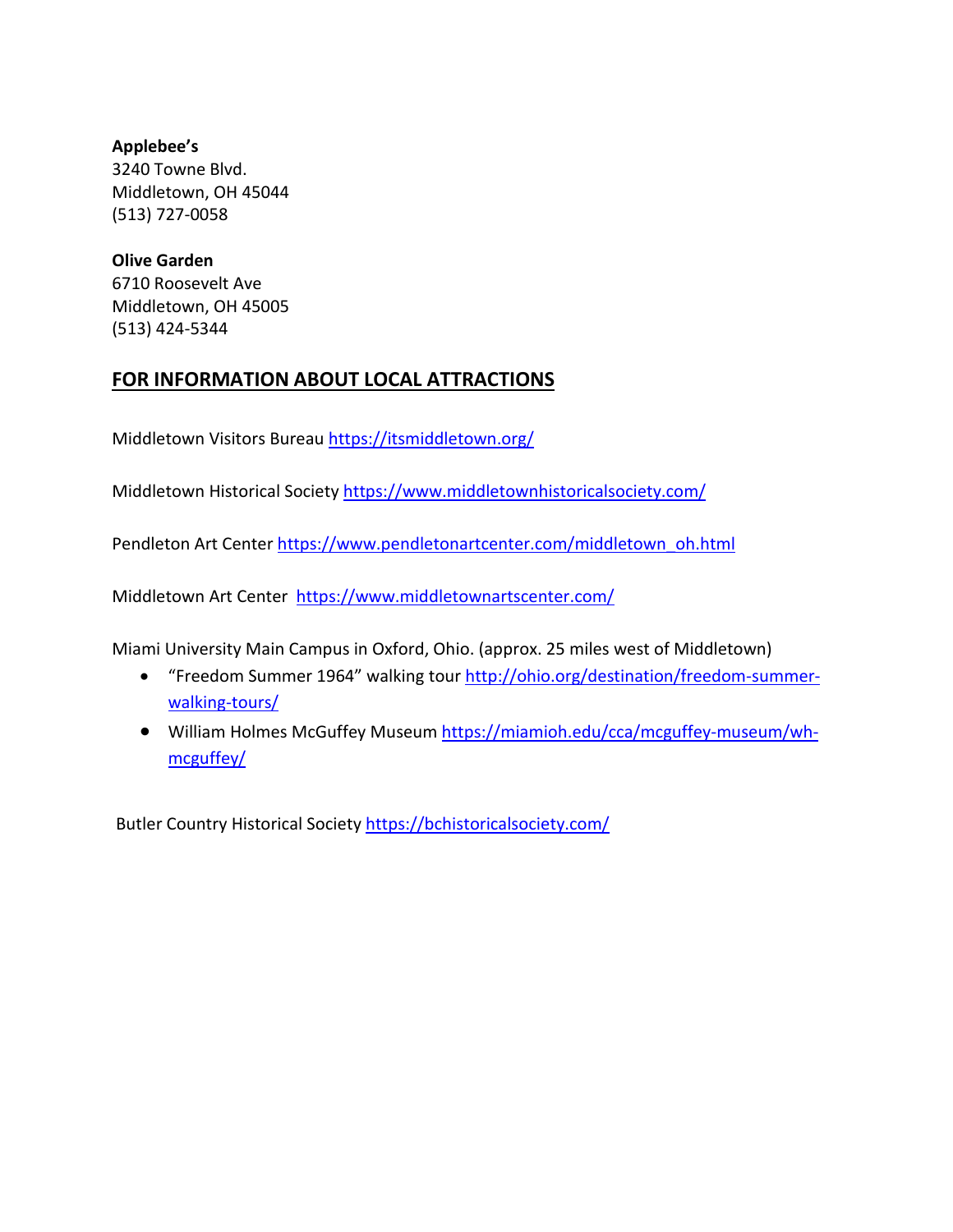**Applebee's**
3240 Towne Blvd.
Middletown, OH 45044
(513) 727-0058

**Olive Garden**
6710 Roosevelt Ave
Middletown, OH 45005
(513) 424-5344

## FOR INFORMATION ABOUT LOCAL ATTRACTIONS

Middletown Visitors Bureau https://itsmiddletown.org/

Middletown Historical Society https://www.middletownhistoricalsociety.com/

Pendleton Art Center https://www.pendletonartcenter.com/middletown_oh.html

Middletown Art Center https://www.middletownartscenter.com/

Miami University Main Campus in Oxford, Ohio. (approx. 25 miles west of Middletown)

- "Freedom Summer 1964" walking tour http://ohio.org/destination/freedom-summer-walking-tours/
- William Holmes McGuffey Museum https://miamioh.edu/cca/mcguffey-museum/wh-mcguffey/

Butler Country Historical Society https://bchistoricalsociety.com/